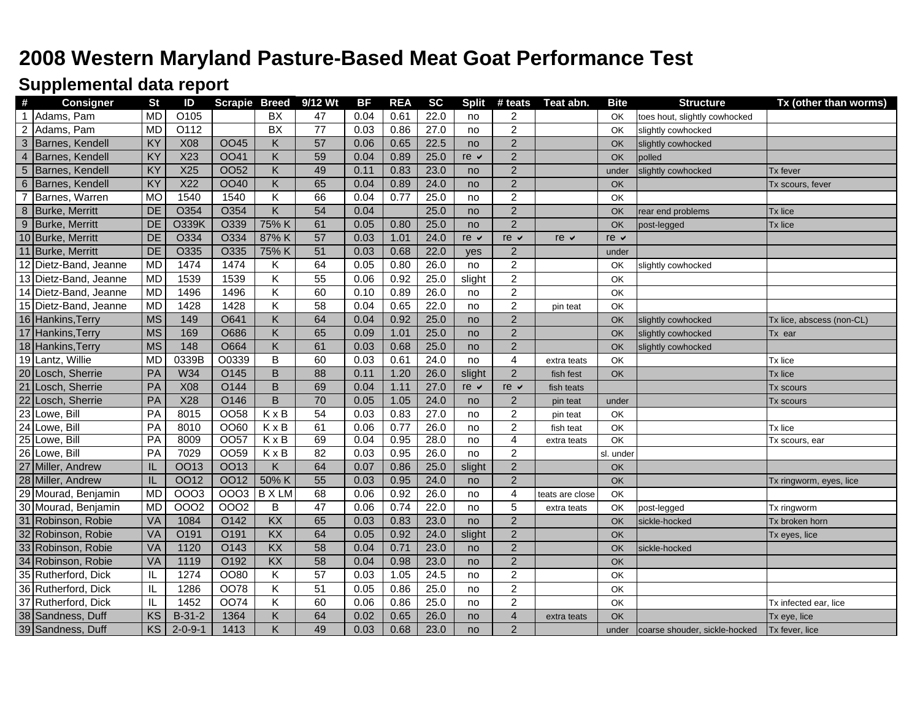# 2008 Western Maryland Pasture-Based Meat Goat Performance Test

## Supplemental data report

| # | Consigner | St | ID | Scrapie | Breed | 9/12 Wt | BF | REA | SC | Split | # teats | Teat abn. | Bite | Structure | Tx (other than worms) |
|---|---|---|---|---|---|---|---|---|---|---|---|---|---|---|---|
| 1 | Adams, Pam | MD | O105 | | BX | 47 | 0.04 | 0.61 | 22.0 | no | 2 | | OK | toes hout, slightly cowhocked | |
| 2 | Adams, Pam | MD | O112 | | BX | 77 | 0.03 | 0.86 | 27.0 | no | 2 | | OK | slightly cowhocked | |
| 3 | Barnes, Kendell | KY | X08 | OO45 | K | 57 | 0.06 | 0.65 | 22.5 | no | 2 | | OK | slightly cowhocked | |
| 4 | Barnes, Kendell | KY | X23 | OO41 | K | 59 | 0.04 | 0.89 | 25.0 | re ✔ | 2 | | OK | polled | |
| 5 | Barnes, Kendell | KY | X25 | OO52 | K | 49 | 0.11 | 0.83 | 23.0 | no | 2 | | under | slightly cowhocked | Tx fever |
| 6 | Barnes, Kendell | KY | X22 | OO40 | K | 65 | 0.04 | 0.89 | 24.0 | no | 2 | | OK | | Tx scours, fever |
| 7 | Barnes, Warren | MO | 1540 | 1540 | K | 66 | 0.04 | 0.77 | 25.0 | no | 2 | | OK | | |
| 8 | Burke, Merritt | DE | O354 | O354 | K | 54 | 0.04 | | 25.0 | no | 2 | | OK | rear end problems | Tx lice |
| 9 | Burke, Merritt | DE | O339K | O339 | 75% K | 61 | 0.05 | 0.80 | 25.0 | no | 2 | | OK | post-legged | Tx lice |
| 10 | Burke, Merritt | DE | O334 | O334 | 87% K | 57 | 0.03 | 1.01 | 24.0 | re ✔ | re ✔ | re ✔ | re ✔ | | |
| 11 | Burke, Merritt | DE | O335 | O335 | 75% K | 51 | 0.03 | 0.68 | 22.0 | yes | 2 | | under | | |
| 12 | Dietz-Band, Jeanne | MD | 1474 | 1474 | K | 64 | 0.05 | 0.80 | 26.0 | no | 2 | | OK | slightly cowhocked | |
| 13 | Dietz-Band, Jeanne | MD | 1539 | 1539 | K | 55 | 0.06 | 0.92 | 25.0 | slight | 2 | | OK | | |
| 14 | Dietz-Band, Jeanne | MD | 1496 | 1496 | K | 60 | 0.10 | 0.89 | 26.0 | no | 2 | | OK | | |
| 15 | Dietz-Band, Jeanne | MD | 1428 | 1428 | K | 58 | 0.04 | 0.65 | 22.0 | no | 2 | pin teat | OK | | |
| 16 | Hankins,Terry | MS | 149 | O641 | K | 64 | 0.04 | 0.92 | 25.0 | no | 2 | | OK | slightly cowhocked | Tx lice, abscess (non-CL) |
| 17 | Hankins,Terry | MS | 169 | O686 | K | 65 | 0.09 | 1.01 | 25.0 | no | 2 | | OK | slightly cowhocked | Tx ear |
| 18 | Hankins,Terry | MS | 148 | O664 | K | 61 | 0.03 | 0.68 | 25.0 | no | 2 | | OK | slightly cowhocked | |
| 19 | Lantz, Willie | MD | 0339B | O0339 | B | 60 | 0.03 | 0.61 | 24.0 | no | 4 | extra teats | OK | | Tx lice |
| 20 | Losch, Sherrie | PA | W34 | O145 | B | 88 | 0.11 | 1.20 | 26.0 | slight | 2 | fish fest | OK | | Tx lice |
| 21 | Losch, Sherrie | PA | X08 | O144 | B | 69 | 0.04 | 1.11 | 27.0 | re ✔ | re ✔ | fish teats | | | Tx scours |
| 22 | Losch, Sherrie | PA | X28 | O146 | B | 70 | 0.05 | 1.05 | 24.0 | no | 2 | pin teat | under | | Tx scours |
| 23 | Lowe, Bill | PA | 8015 | OO58 | K x B | 54 | 0.03 | 0.83 | 27.0 | no | 2 | pin teat | OK | | |
| 24 | Lowe, Bill | PA | 8010 | OO60 | K x B | 61 | 0.06 | 0.77 | 26.0 | no | 2 | fish teat | OK | | Tx lice |
| 25 | Lowe, Bill | PA | 8009 | OO57 | K x B | 69 | 0.04 | 0.95 | 28.0 | no | 4 | extra teats | OK | | Tx scours, ear |
| 26 | Lowe, Bill | PA | 7029 | OO59 | K x B | 82 | 0.03 | 0.95 | 26.0 | no | 2 | | sl. under | | |
| 27 | Miller, Andrew | IL | OO13 | OO13 | K | 64 | 0.07 | 0.86 | 25.0 | slight | 2 | | OK | | |
| 28 | Miller, Andrew | IL | OO12 | OO12 | 50% K | 55 | 0.03 | 0.95 | 24.0 | no | 2 | | OK | | Tx ringworm, eyes, lice |
| 29 | Mourad, Benjamin | MD | OOO3 | OOO3 | B X LM | 68 | 0.06 | 0.92 | 26.0 | no | 4 | teats are close | OK | | |
| 30 | Mourad, Benjamin | MD | OOO2 | OOO2 | B | 47 | 0.06 | 0.74 | 22.0 | no | 5 | extra teats | OK | post-legged | Tx ringworm |
| 31 | Robinson, Robie | VA | 1084 | O142 | KX | 65 | 0.03 | 0.83 | 23.0 | no | 2 | | OK | sickle-hocked | Tx broken horn |
| 32 | Robinson, Robie | VA | O191 | O191 | KX | 64 | 0.05 | 0.92 | 24.0 | slight | 2 | | OK | | Tx eyes, lice |
| 33 | Robinson, Robie | VA | 1120 | O143 | KX | 58 | 0.04 | 0.71 | 23.0 | no | 2 | | OK | sickle-hocked | |
| 34 | Robinson, Robie | VA | 1119 | O192 | KX | 58 | 0.04 | 0.98 | 23.0 | no | 2 | | OK | | |
| 35 | Rutherford, Dick | IL | 1274 | OO80 | K | 57 | 0.03 | 1.05 | 24.5 | no | 2 | | OK | | |
| 36 | Rutherford, Dick | IL | 1286 | OO78 | K | 51 | 0.05 | 0.86 | 25.0 | no | 2 | | OK | | |
| 37 | Rutherford, Dick | IL | 1452 | OO74 | K | 60 | 0.06 | 0.86 | 25.0 | no | 2 | | OK | | Tx infected ear, lice |
| 38 | Sandness, Duff | KS | B-31-2 | 1364 | K | 64 | 0.02 | 0.65 | 26.0 | no | 4 | extra teats | OK | | Tx eye, lice |
| 39 | Sandness, Duff | KS | 2-0-9-1 | 1413 | K | 49 | 0.03 | 0.68 | 23.0 | no | 2 | | under | coarse shouder, sickle-hocked | Tx fever, lice |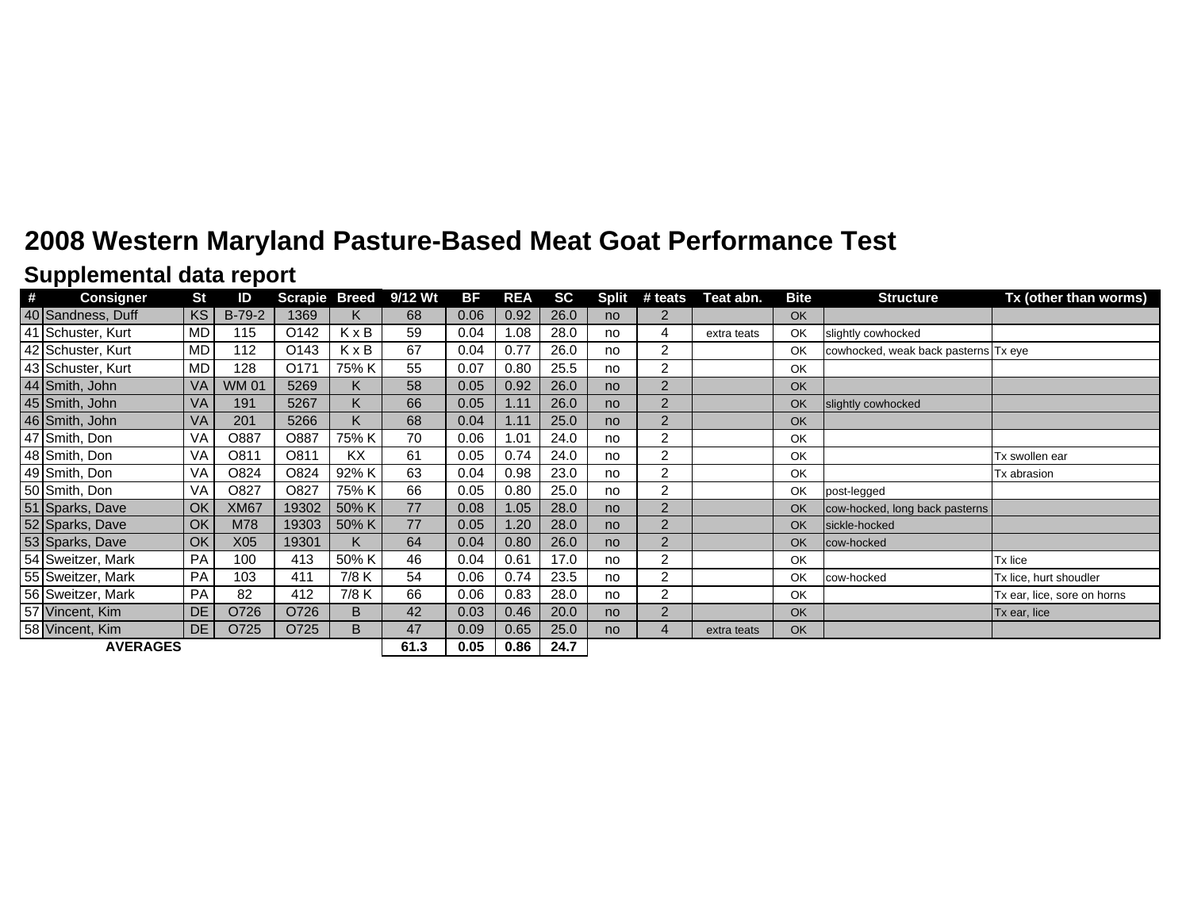# 2008 Western Maryland Pasture-Based Meat Goat Performance Test

## Supplemental data report

| # | Consigner | St | ID | Scrapie | Breed | 9/12 Wt | BF | REA | SC | Split | # teats | Teat abn. | Bite | Structure | Tx (other than worms) |
|---|---|---|---|---|---|---|---|---|---|---|---|---|---|---|---|
| 40 | Sandness, Duff | KS | B-79-2 | 1369 | K | 68 | 0.06 | 0.92 | 26.0 | no | 2 | | OK | | |
| 41 | Schuster, Kurt | MD | 115 | O142 | K x B | 59 | 0.04 | 1.08 | 28.0 | no | 4 | extra teats | OK | slightly cowhocked | |
| 42 | Schuster, Kurt | MD | 112 | O143 | K x B | 67 | 0.04 | 0.77 | 26.0 | no | 2 | | OK | cowhocked, weak back pasterns | Tx eye |
| 43 | Schuster, Kurt | MD | 128 | O171 | 75% K | 55 | 0.07 | 0.80 | 25.5 | no | 2 | | OK | | |
| 44 | Smith, John | VA | WM 01 | 5269 | K | 58 | 0.05 | 0.92 | 26.0 | no | 2 | | OK | | |
| 45 | Smith, John | VA | 191 | 5267 | K | 66 | 0.05 | 1.11 | 26.0 | no | 2 | | OK | slightly cowhocked | |
| 46 | Smith, John | VA | 201 | 5266 | K | 68 | 0.04 | 1.11 | 25.0 | no | 2 | | OK | | |
| 47 | Smith, Don | VA | O887 | O887 | 75% K | 70 | 0.06 | 1.01 | 24.0 | no | 2 | | OK | | |
| 48 | Smith, Don | VA | O811 | O811 | KX | 61 | 0.05 | 0.74 | 24.0 | no | 2 | | OK | | Tx swollen ear |
| 49 | Smith, Don | VA | O824 | O824 | 92% K | 63 | 0.04 | 0.98 | 23.0 | no | 2 | | OK | | Tx abrasion |
| 50 | Smith, Don | VA | O827 | O827 | 75% K | 66 | 0.05 | 0.80 | 25.0 | no | 2 | | OK | post-legged | |
| 51 | Sparks, Dave | OK | XM67 | 19302 | 50% K | 77 | 0.08 | 1.05 | 28.0 | no | 2 | | OK | cow-hocked, long back pasterns | |
| 52 | Sparks, Dave | OK | M78 | 19303 | 50% K | 77 | 0.05 | 1.20 | 28.0 | no | 2 | | OK | sickle-hocked | |
| 53 | Sparks, Dave | OK | X05 | 19301 | K | 64 | 0.04 | 0.80 | 26.0 | no | 2 | | OK | cow-hocked | |
| 54 | Sweitzer, Mark | PA | 100 | 413 | 50% K | 46 | 0.04 | 0.61 | 17.0 | no | 2 | | OK | | Tx lice |
| 55 | Sweitzer, Mark | PA | 103 | 411 | 7/8 K | 54 | 0.06 | 0.74 | 23.5 | no | 2 | | OK | cow-hocked | Tx lice, hurt shoudler |
| 56 | Sweitzer, Mark | PA | 82 | 412 | 7/8 K | 66 | 0.06 | 0.83 | 28.0 | no | 2 | | OK | | Tx ear, lice, sore on horns |
| 57 | Vincent, Kim | DE | O726 | O726 | B | 42 | 0.03 | 0.46 | 20.0 | no | 2 | | OK | | Tx ear, lice |
| 58 | Vincent, Kim | DE | O725 | O725 | B | 47 | 0.09 | 0.65 | 25.0 | no | 4 | extra teats | OK | | |
| | **AVERAGES** | | | | | **61.3** | **0.05** | **0.86** | **24.7** | | | | | | |